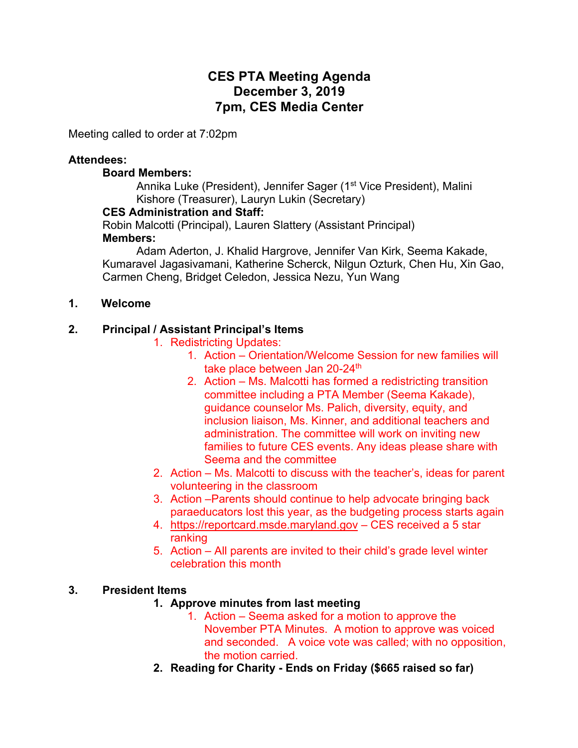# CES PTA Meeting Agenda
# December 3, 2019
# 7pm, CES Media Center

Meeting called to order at 7:02pm

**Attendees:**

**Board Members:**

Annika Luke (President), Jennifer Sager (1st Vice President), Malini Kishore (Treasurer), Lauryn Lukin (Secretary)

**CES Administration and Staff:**

Robin Malcotti (Principal), Lauren Slattery (Assistant Principal)

**Members:**

Adam Aderton, J. Khalid Hargrove, Jennifer Van Kirk, Seema Kakade, Kumaravel Jagasivamani, Katherine Scherck, Nilgun Ozturk, Chen Hu, Xin Gao, Carmen Cheng, Bridget Celedon, Jessica Nezu, Yun Wang

1. **Welcome**

2. **Principal / Assistant Principal's Items**
   1. Redistricting Updates:
      1. Action – Orientation/Welcome Session for new families will take place between Jan 20-24th
      2. Action – Ms. Malcotti has formed a redistricting transition committee including a PTA Member (Seema Kakade), guidance counselor Ms. Palich, diversity, equity, and inclusion liaison, Ms. Kinner, and additional teachers and administration. The committee will work on inviting new families to future CES events. Any ideas please share with Seema and the committee
   2. Action – Ms. Malcotti to discuss with the teacher's, ideas for parent volunteering in the classroom
   3. Action –Parents should continue to help advocate bringing back paraeducators lost this year, as the budgeting process starts again
   4. https://reportcard.msde.maryland.gov – CES received a 5 star ranking
   5. Action – All parents are invited to their child's grade level winter celebration this month

3. **President Items**
   1. **Approve minutes from last meeting**
      1. Action – Seema asked for a motion to approve the November PTA Minutes. A motion to approve was voiced and seconded. A voice vote was called; with no opposition, the motion carried.
   2. **Reading for Charity - Ends on Friday ($665 raised so far)**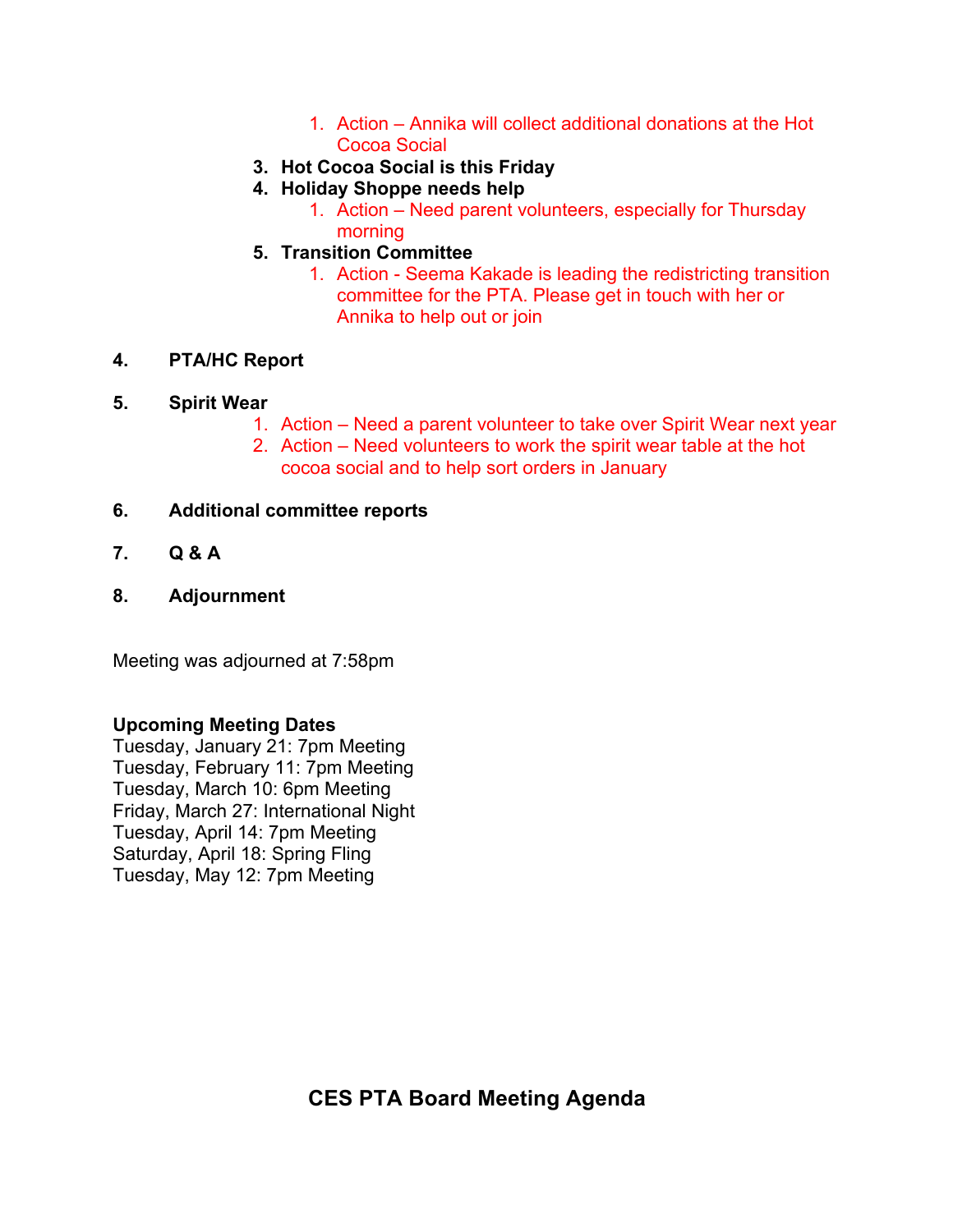1. Action – Annika will collect additional donations at the Hot Cocoa Social
    3. **Hot Cocoa Social is this Friday**
    4. **Holiday Shoppe needs help**
        1. Action – Need parent volunteers, especially for Thursday morning
    5. **Transition Committee**
        1. Action - Seema Kakade is leading the redistricting transition committee for the PTA. Please get in touch with her or Annika to help out or join

4. **PTA/HC Report**

5. **Spirit Wear**
    1. Action – Need a parent volunteer to take over Spirit Wear next year
    2. Action – Need volunteers to work the spirit wear table at the hot cocoa social and to help sort orders in January

6. **Additional committee reports**

7. **Q & A**

8. **Adjournment**

Meeting was adjourned at 7:58pm

**Upcoming Meeting Dates**
Tuesday, January 21: 7pm Meeting
Tuesday, February 11: 7pm Meeting
Tuesday, March 10: 6pm Meeting
Friday, March 27: International Night
Tuesday, April 14: 7pm Meeting
Saturday, April 18: Spring Fling
Tuesday, May 12: 7pm Meeting

## CES PTA Board Meeting Agenda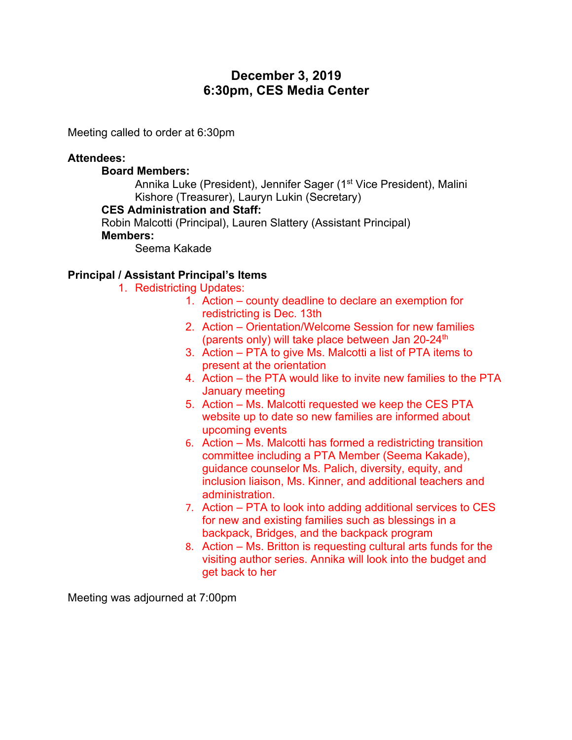# December 3, 2019
# 6:30pm, CES Media Center

Meeting called to order at 6:30pm

**Attendees:**

**Board Members:**

Annika Luke (President), Jennifer Sager (1st Vice President), Malini Kishore (Treasurer), Lauryn Lukin (Secretary)

**CES Administration and Staff:**

Robin Malcotti (Principal), Lauren Slattery (Assistant Principal)

**Members:**

Seema Kakade

**Principal / Assistant Principal's Items**

1. Redistricting Updates:
    1. Action – county deadline to declare an exemption for redistricting is Dec. 13th
    2. Action – Orientation/Welcome Session for new families (parents only) will take place between Jan 20-24th
    3. Action – PTA to give Ms. Malcotti a list of PTA items to present at the orientation
    4. Action – the PTA would like to invite new families to the PTA January meeting
    5. Action – Ms. Malcotti requested we keep the CES PTA website up to date so new families are informed about upcoming events
    6. Action – Ms. Malcotti has formed a redistricting transition committee including a PTA Member (Seema Kakade), guidance counselor Ms. Palich, diversity, equity, and inclusion liaison, Ms. Kinner, and additional teachers and administration.
    7. Action – PTA to look into adding additional services to CES for new and existing families such as blessings in a backpack, Bridges, and the backpack program
    8. Action – Ms. Britton is requesting cultural arts funds for the visiting author series. Annika will look into the budget and get back to her

Meeting was adjourned at 7:00pm